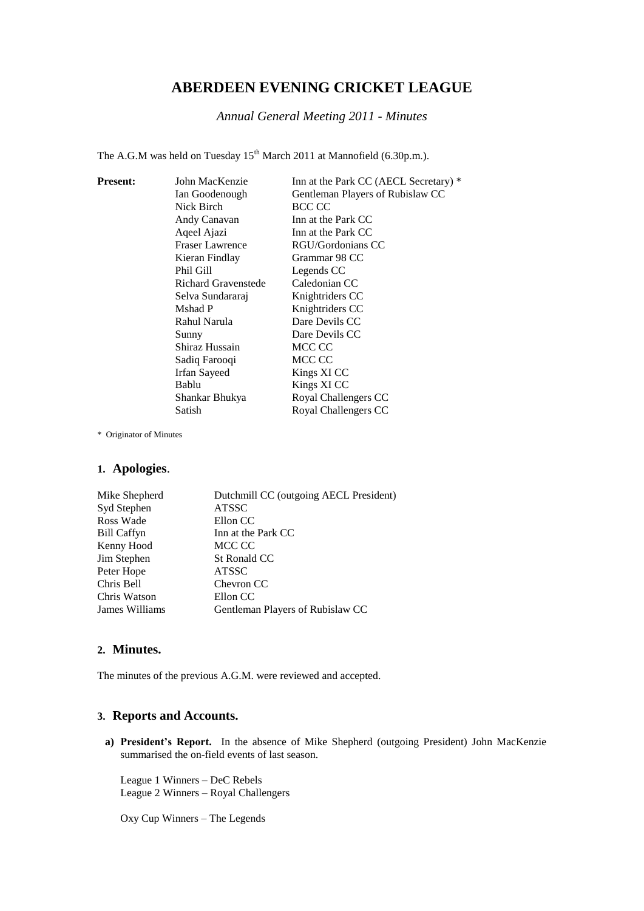# ABERDEEN EVENING CRICKET LEAGUE

*Annual General Meeting 2011 - Minutes*

The A.G.M was held on Tuesday 15th March 2011 at Mannofield (6.30p.m.).

| **Present:** | | |
|---|---|---|
| | John MacKenzie | Inn at the Park CC (AECL Secretary) * |
| | Ian Goodenough | Gentleman Players of Rubislaw CC |
| | Nick Birch | BCC CC |
| | Andy Canavan | Inn at the Park CC |
| | Aqeel Ajazi | Inn at the Park CC |
| | Fraser Lawrence | RGU/Gordonians CC |
| | Kieran Findlay | Grammar 98 CC |
| | Phil Gill | Legends CC |
| | Richard Gravenstede | Caledonian CC |
| | Selva Sundararaj | Knightriders CC |
| | Mshad P | Knightriders CC |
| | Rahul Narula | Dare Devils CC |
| | Sunny | Dare Devils CC |
| | Shiraz Hussain | MCC CC |
| | Sadiq Farooqi | MCC CC |
| | Irfan Sayeed | Kings XI CC |
| | Bablu | Kings XI CC |
| | Shankar Bhukya | Royal Challengers CC |
| | Satish | Royal Challengers CC |

\* Originator of Minutes

## 1. Apologies.

| | |
|---|---|
| Mike Shepherd | Dutchmill CC (outgoing AECL President) |
| Syd Stephen | ATSSC |
| Ross Wade | Ellon CC |
| Bill Caffyn | Inn at the Park CC |
| Kenny Hood | MCC CC |
| Jim Stephen | St Ronald CC |
| Peter Hope | ATSSC |
| Chris Bell | Chevron CC |
| Chris Watson | Ellon CC |
| James Williams | Gentleman Players of Rubislaw CC |

## 2. Minutes.

The minutes of the previous A.G.M. were reviewed and accepted.

## 3. Reports and Accounts.

**a) President's Report.** In the absence of Mike Shepherd (outgoing President) John MacKenzie summarised the on-field events of last season.

League 1 Winners – DeC Rebels
League 2 Winners – Royal Challengers

Oxy Cup Winners – The Legends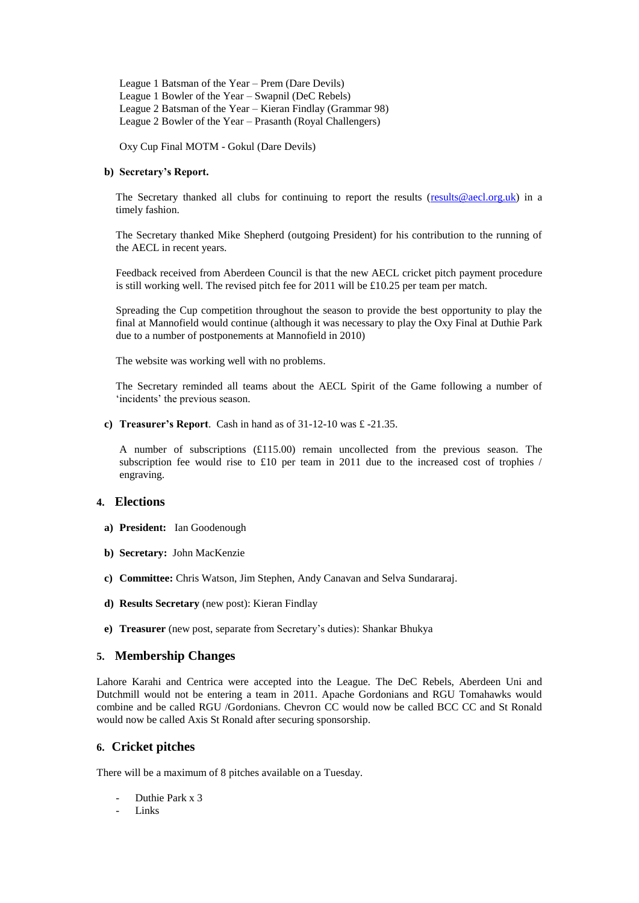League 1 Batsman of the Year – Prem (Dare Devils)
League 1 Bowler of the Year – Swapnil (DeC Rebels)
League 2 Batsman of the Year – Kieran Findlay (Grammar 98)
League 2 Bowler of the Year – Prasanth (Royal Challengers)

Oxy Cup Final MOTM - Gokul (Dare Devils)

**b) Secretary's Report.**

The Secretary thanked all clubs for continuing to report the results (results@aecl.org.uk) in a timely fashion.

The Secretary thanked Mike Shepherd (outgoing President) for his contribution to the running of the AECL in recent years.

Feedback received from Aberdeen Council is that the new AECL cricket pitch payment procedure is still working well. The revised pitch fee for 2011 will be £10.25 per team per match.

Spreading the Cup competition throughout the season to provide the best opportunity to play the final at Mannofield would continue (although it was necessary to play the Oxy Final at Duthie Park due to a number of postponements at Mannofield in 2010)

The website was working well with no problems.

The Secretary reminded all teams about the AECL Spirit of the Game following a number of 'incidents' the previous season.

**c) Treasurer's Report**. Cash in hand as of 31-12-10 was £ -21.35.

A number of subscriptions (£115.00) remain uncollected from the previous season. The subscription fee would rise to £10 per team in 2011 due to the increased cost of trophies / engraving.

## 4. Elections

**a) President:** Ian Goodenough

**b) Secretary:** John MacKenzie

**c) Committee:** Chris Watson, Jim Stephen, Andy Canavan and Selva Sundararaj.

**d) Results Secretary** (new post): Kieran Findlay

**e) Treasurer** (new post, separate from Secretary's duties): Shankar Bhukya

## 5. Membership Changes

Lahore Karahi and Centrica were accepted into the League. The DeC Rebels, Aberdeen Uni and Dutchmill would not be entering a team in 2011. Apache Gordonians and RGU Tomahawks would combine and be called RGU /Gordonians. Chevron CC would now be called BCC CC and St Ronald would now be called Axis St Ronald after securing sponsorship.

## 6. Cricket pitches

There will be a maximum of 8 pitches available on a Tuesday.

- Duthie Park x 3
- Links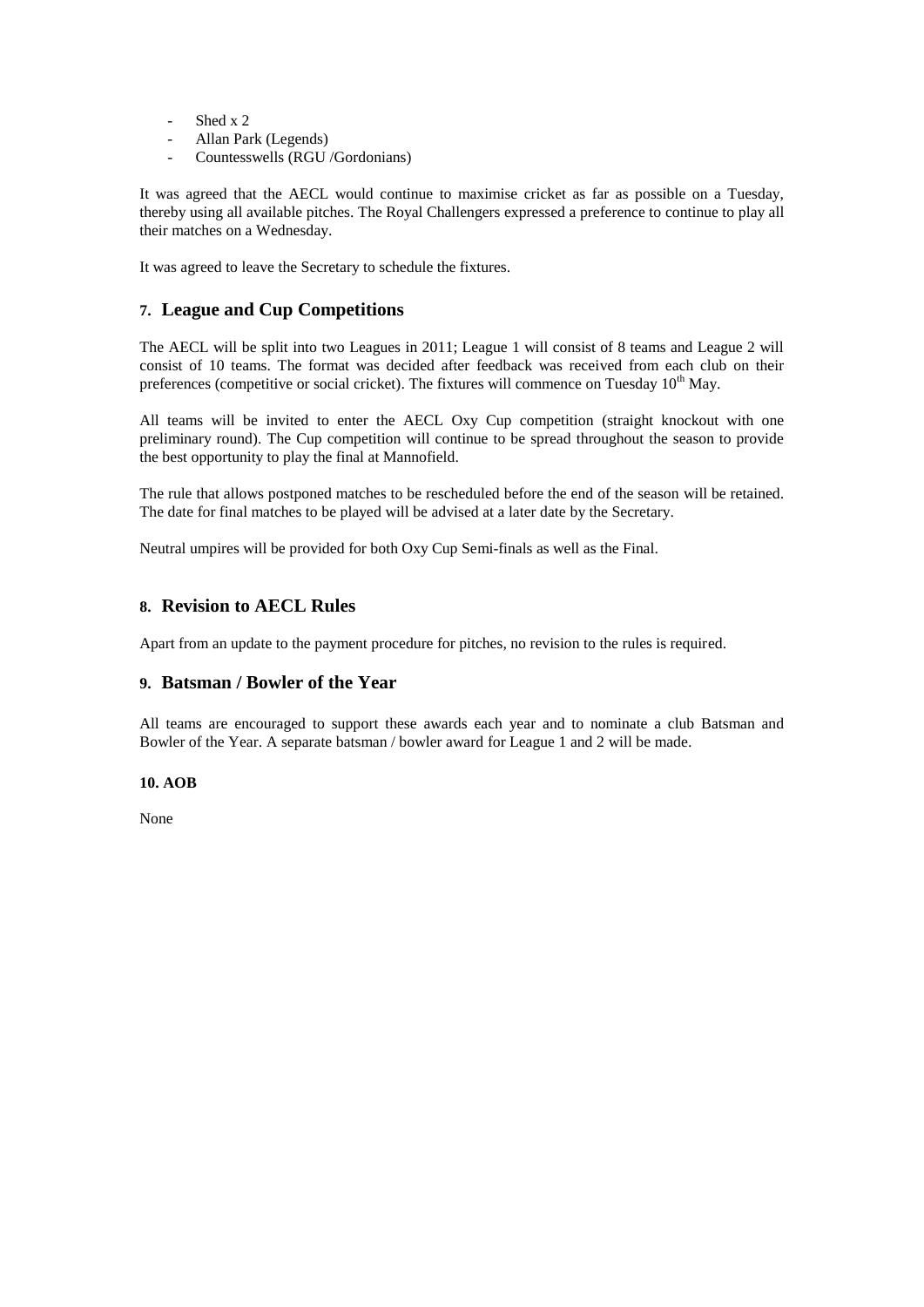- Shed x 2
- Allan Park (Legends)
- Countesswells (RGU /Gordonians)

It was agreed that the AECL would continue to maximise cricket as far as possible on a Tuesday, thereby using all available pitches. The Royal Challengers expressed a preference to continue to play all their matches on a Wednesday.

It was agreed to leave the Secretary to schedule the fixtures.

## 7. League and Cup Competitions

The AECL will be split into two Leagues in 2011; League 1 will consist of 8 teams and League 2 will consist of 10 teams. The format was decided after feedback was received from each club on their preferences (competitive or social cricket). The fixtures will commence on Tuesday 10th May.

All teams will be invited to enter the AECL Oxy Cup competition (straight knockout with one preliminary round). The Cup competition will continue to be spread throughout the season to provide the best opportunity to play the final at Mannofield.

The rule that allows postponed matches to be rescheduled before the end of the season will be retained. The date for final matches to be played will be advised at a later date by the Secretary.

Neutral umpires will be provided for both Oxy Cup Semi-finals as well as the Final.

## 8. Revision to AECL Rules

Apart from an update to the payment procedure for pitches, no revision to the rules is required.

## 9. Batsman / Bowler of the Year

All teams are encouraged to support these awards each year and to nominate a club Batsman and Bowler of the Year. A separate batsman / bowler award for League 1 and 2 will be made.

**10. AOB**

None